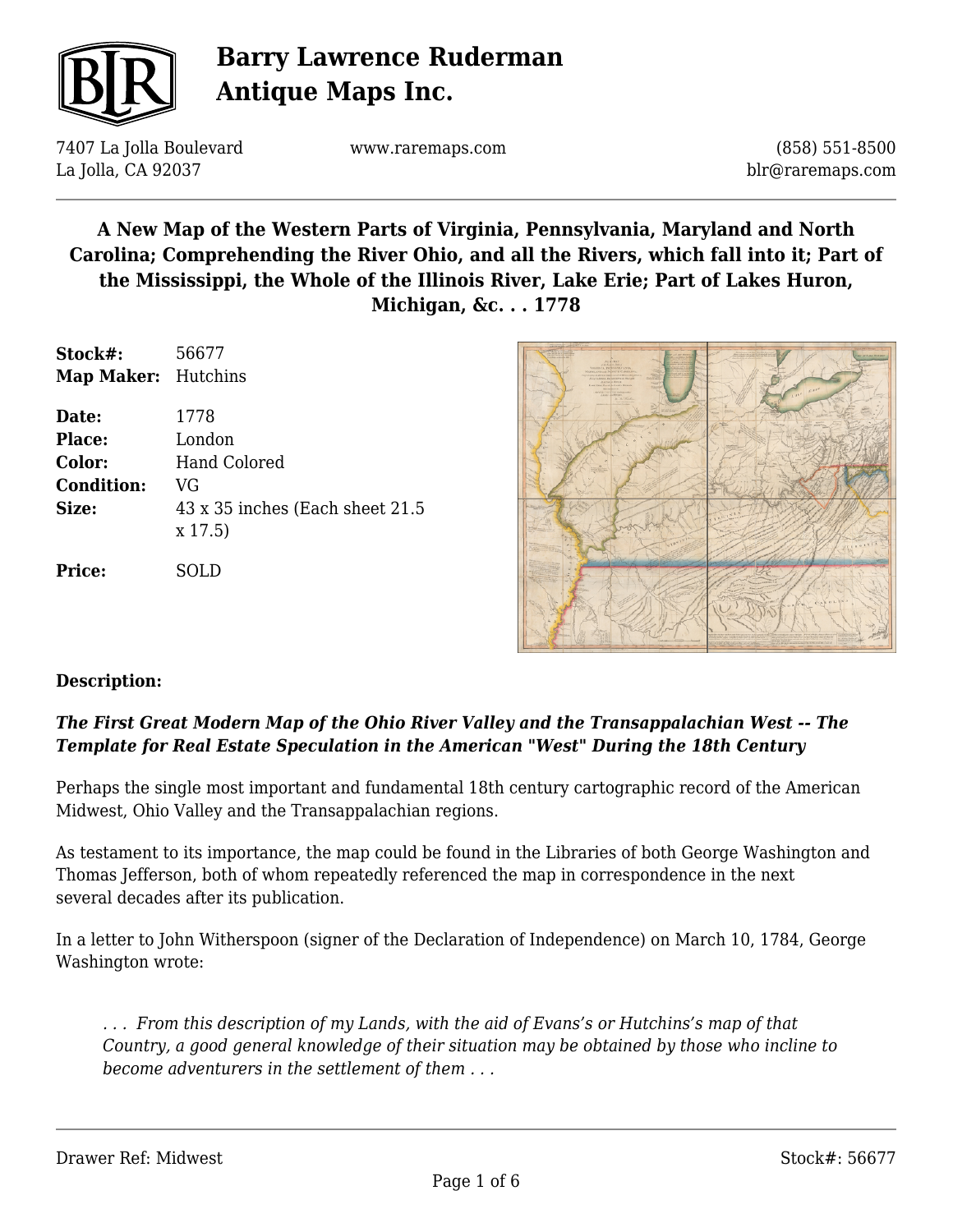# Barry Lawrence Ruderman Antique Maps Inc.

7407 La Jolla Boulevard
La Jolla, CA 92037

www.raremaps.com

(858) 551-8500
blr@raremaps.com

## A New Map of the Western Parts of Virginia, Pennsylvania, Maryland and North Carolina; Comprehending the River Ohio, and all the Rivers, which fall into it; Part of the Mississippi, the Whole of the Illinois River, Lake Erie; Part of Lakes Huron, Michigan, &c. . . 1778

| | |
|---|---|
| **Stock#:** | 56677 |
| **Map Maker:** | Hutchins |
| **Date:** | 1778 |
| **Place:** | London |
| **Color:** | Hand Colored |
| **Condition:** | VG |
| **Size:** | 43 x 35 inches (Each sheet 21.5 x 17.5) |
| **Price:** | SOLD |

**Description:**

***The First Great Modern Map of the Ohio River Valley and the Transappalachian West -- The Template for Real Estate Speculation in the American "West" During the 18th Century***

Perhaps the single most important and fundamental 18th century cartographic record of the American Midwest, Ohio Valley and the Transappalachian regions.

As testament to its importance, the map could be found in the Libraries of both George Washington and Thomas Jefferson, both of whom repeatedly referenced the map in correspondence in the next several decades after its publication.

In a letter to John Witherspoon (signer of the Declaration of Independence) on March 10, 1784, George Washington wrote:

> *. . . From this description of my Lands, with the aid of Evans's or Hutchins's map of that Country, a good general knowledge of their situation may be obtained by those who incline to become adventurers in the settlement of them . . .*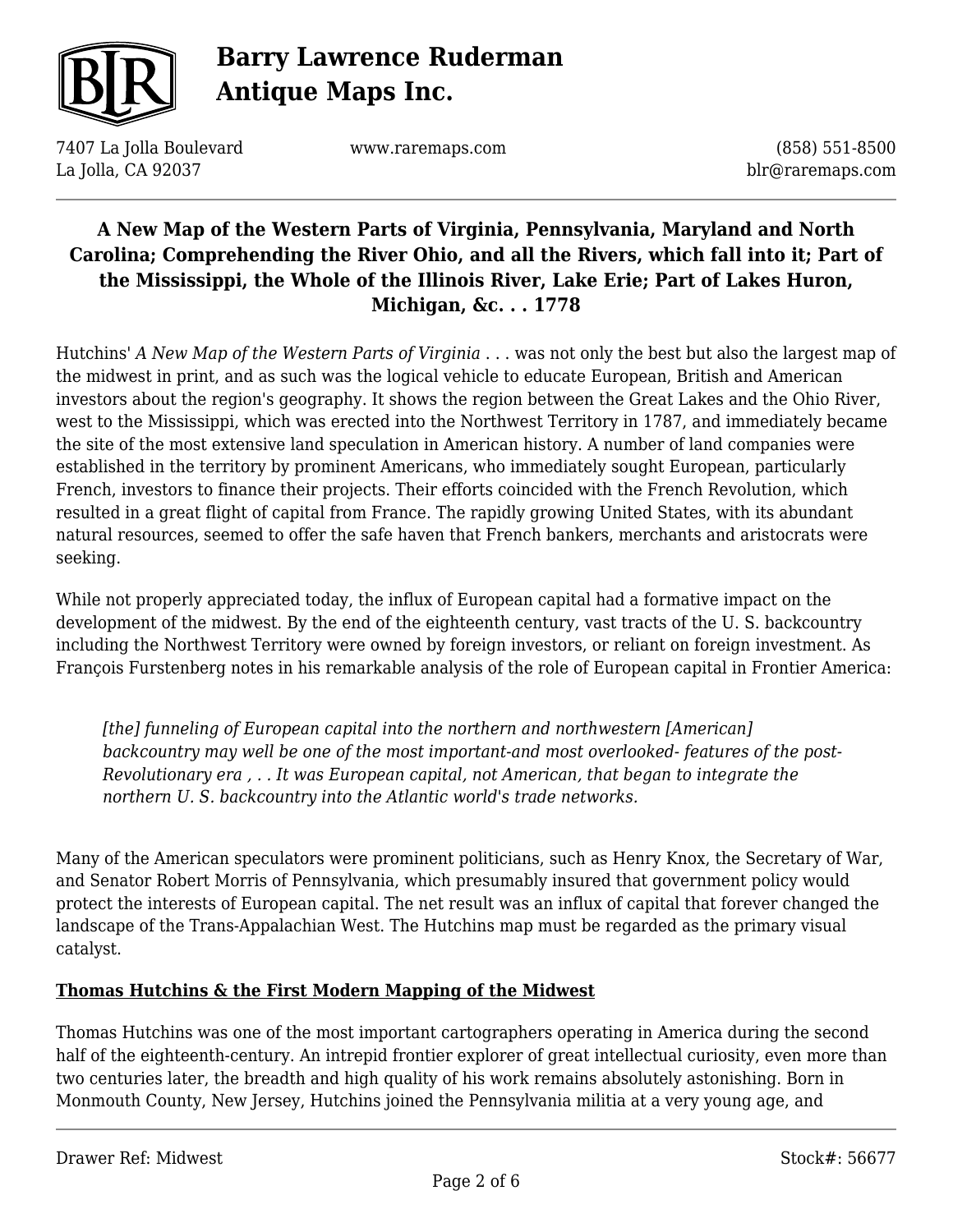**A New Map of the Western Parts of Virginia, Pennsylvania, Maryland and North Carolina; Comprehending the River Ohio, and all the Rivers, which fall into it; Part of the Mississippi, the Whole of the Illinois River, Lake Erie; Part of Lakes Huron, Michigan, &c. . . 1778**

Hutchins' *A New Map of the Western Parts of Virginia* . . . was not only the best but also the largest map of the midwest in print, and as such was the logical vehicle to educate European, British and American investors about the region's geography. It shows the region between the Great Lakes and the Ohio River, west to the Mississippi, which was erected into the Northwest Territory in 1787, and immediately became the site of the most extensive land speculation in American history. A number of land companies were established in the territory by prominent Americans, who immediately sought European, particularly French, investors to finance their projects. Their efforts coincided with the French Revolution, which resulted in a great flight of capital from France. The rapidly growing United States, with its abundant natural resources, seemed to offer the safe haven that French bankers, merchants and aristocrats were seeking.

While not properly appreciated today, the influx of European capital had a formative impact on the development of the midwest. By the end of the eighteenth century, vast tracts of the U. S. backcountry including the Northwest Territory were owned by foreign investors, or reliant on foreign investment. As François Furstenberg notes in his remarkable analysis of the role of European capital in Frontier America:

> *[the] funneling of European capital into the northern and northwestern [American] backcountry may well be one of the most important-and most overlooked- features of the post-Revolutionary era , . . It was European capital, not American, that began to integrate the northern U. S. backcountry into the Atlantic world's trade networks.*

Many of the American speculators were prominent politicians, such as Henry Knox, the Secretary of War, and Senator Robert Morris of Pennsylvania, which presumably insured that government policy would protect the interests of European capital. The net result was an influx of capital that forever changed the landscape of the Trans-Appalachian West. The Hutchins map must be regarded as the primary visual catalyst.

## Thomas Hutchins & the First Modern Mapping of the Midwest

Thomas Hutchins was one of the most important cartographers operating in America during the second half of the eighteenth-century. An intrepid frontier explorer of great intellectual curiosity, even more than two centuries later, the breadth and high quality of his work remains absolutely astonishing. Born in Monmouth County, New Jersey, Hutchins joined the Pennsylvania militia at a very young age, and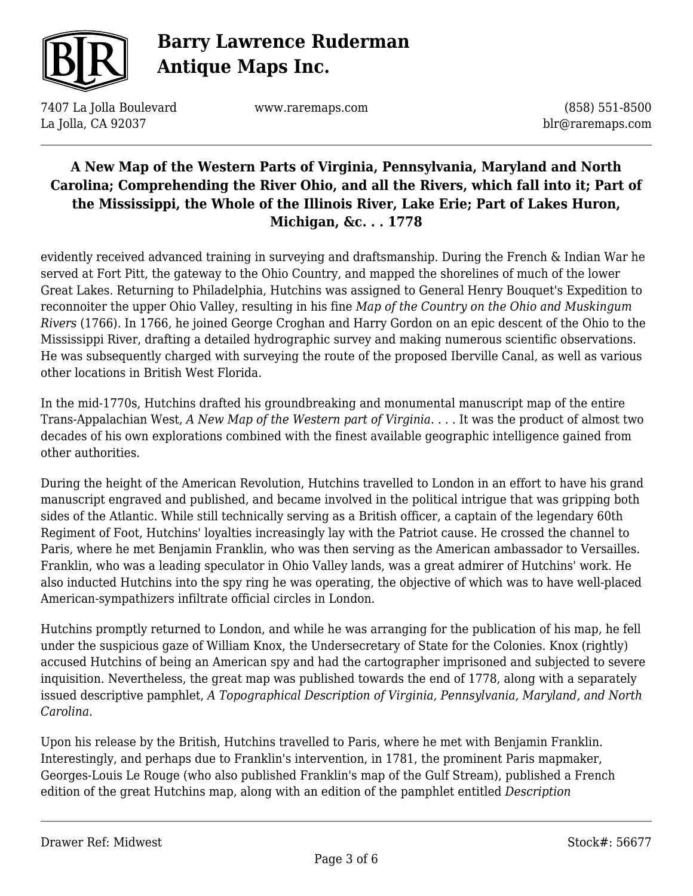evidently received advanced training in surveying and draftsmanship. During the French & Indian War he served at Fort Pitt, the gateway to the Ohio Country, and mapped the shorelines of much of the lower Great Lakes. Returning to Philadelphia, Hutchins was assigned to General Henry Bouquet's Expedition to reconnoiter the upper Ohio Valley, resulting in his fine *Map of the Country on the Ohio and Muskingum Rivers* (1766). In 1766, he joined George Croghan and Harry Gordon on an epic descent of the Ohio to the Mississippi River, drafting a detailed hydrographic survey and making numerous scientific observations. He was subsequently charged with surveying the route of the proposed Iberville Canal, as well as various other locations in British West Florida.

In the mid-1770s, Hutchins drafted his groundbreaking and monumental manuscript map of the entire Trans-Appalachian West, *A New Map of the Western part of Virginia. . . .* It was the product of almost two decades of his own explorations combined with the finest available geographic intelligence gained from other authorities.

During the height of the American Revolution, Hutchins travelled to London in an effort to have his grand manuscript engraved and published, and became involved in the political intrigue that was gripping both sides of the Atlantic. While still technically serving as a British officer, a captain of the legendary 60th Regiment of Foot, Hutchins' loyalties increasingly lay with the Patriot cause. He crossed the channel to Paris, where he met Benjamin Franklin, who was then serving as the American ambassador to Versailles. Franklin, who was a leading speculator in Ohio Valley lands, was a great admirer of Hutchins' work. He also inducted Hutchins into the spy ring he was operating, the objective of which was to have well-placed American-sympathizers infiltrate official circles in London.

Hutchins promptly returned to London, and while he was arranging for the publication of his map, he fell under the suspicious gaze of William Knox, the Undersecretary of State for the Colonies. Knox (rightly) accused Hutchins of being an American spy and had the cartographer imprisoned and subjected to severe inquisition. Nevertheless, the great map was published towards the end of 1778, along with a separately issued descriptive pamphlet, *A Topographical Description of Virginia, Pennsylvania, Maryland, and North Carolina*.

Upon his release by the British, Hutchins travelled to Paris, where he met with Benjamin Franklin. Interestingly, and perhaps due to Franklin's intervention, in 1781, the prominent Paris mapmaker, Georges-Louis Le Rouge (who also published Franklin's map of the Gulf Stream), published a French edition of the great Hutchins map, along with an edition of the pamphlet entitled *Description*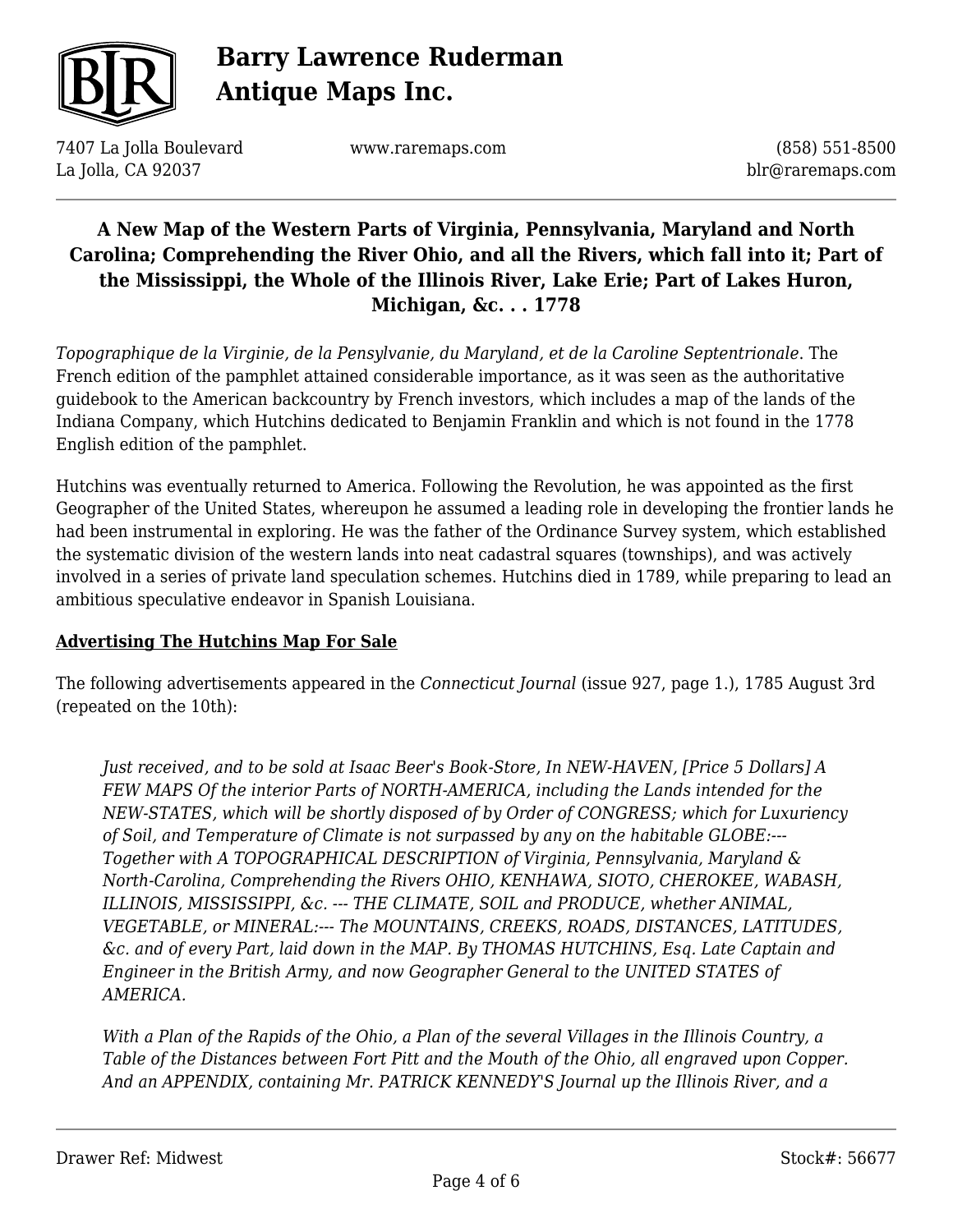# A New Map of the Western Parts of Virginia, Pennsylvania, Maryland and North Carolina; Comprehending the River Ohio, and all the Rivers, which fall into it; Part of the Mississippi, the Whole of the Illinois River, Lake Erie; Part of Lakes Huron, Michigan, &c. . . 1778

*Topographique de la Virginie, de la Pensylvanie, du Maryland, et de la Caroline Septentrionale*. The French edition of the pamphlet attained considerable importance, as it was seen as the authoritative guidebook to the American backcountry by French investors, which includes a map of the lands of the Indiana Company, which Hutchins dedicated to Benjamin Franklin and which is not found in the 1778 English edition of the pamphlet.

Hutchins was eventually returned to America. Following the Revolution, he was appointed as the first Geographer of the United States, whereupon he assumed a leading role in developing the frontier lands he had been instrumental in exploring. He was the father of the Ordinance Survey system, which established the systematic division of the western lands into neat cadastral squares (townships), and was actively involved in a series of private land speculation schemes. Hutchins died in 1789, while preparing to lead an ambitious speculative endeavor in Spanish Louisiana.

**Advertising The Hutchins Map For Sale**

The following advertisements appeared in the *Connecticut Journal* (issue 927, page 1.), 1785 August 3rd (repeated on the 10th):

> *Just received, and to be sold at Isaac Beer's Book-Store, In NEW-HAVEN, [Price 5 Dollars] A FEW MAPS Of the interior Parts of NORTH-AMERICA, including the Lands intended for the NEW-STATES, which will be shortly disposed of by Order of CONGRESS; which for Luxuriency of Soil, and Temperature of Climate is not surpassed by any on the habitable GLOBE:--- Together with A TOPOGRAPHICAL DESCRIPTION of Virginia, Pennsylvania, Maryland & North-Carolina, Comprehending the Rivers OHIO, KENHAWA, SIOTO, CHEROKEE, WABASH, ILLINOIS, MISSISSIPPI, &c. --- THE CLIMATE, SOIL and PRODUCE, whether ANIMAL, VEGETABLE, or MINERAL:--- The MOUNTAINS, CREEKS, ROADS, DISTANCES, LATITUDES, &c. and of every Part, laid down in the MAP. By THOMAS HUTCHINS, Esq. Late Captain and Engineer in the British Army, and now Geographer General to the UNITED STATES of AMERICA.*
>
> *With a Plan of the Rapids of the Ohio, a Plan of the several Villages in the Illinois Country, a Table of the Distances between Fort Pitt and the Mouth of the Ohio, all engraved upon Copper. And an APPENDIX, containing Mr. PATRICK KENNEDY'S Journal up the Illinois River, and a*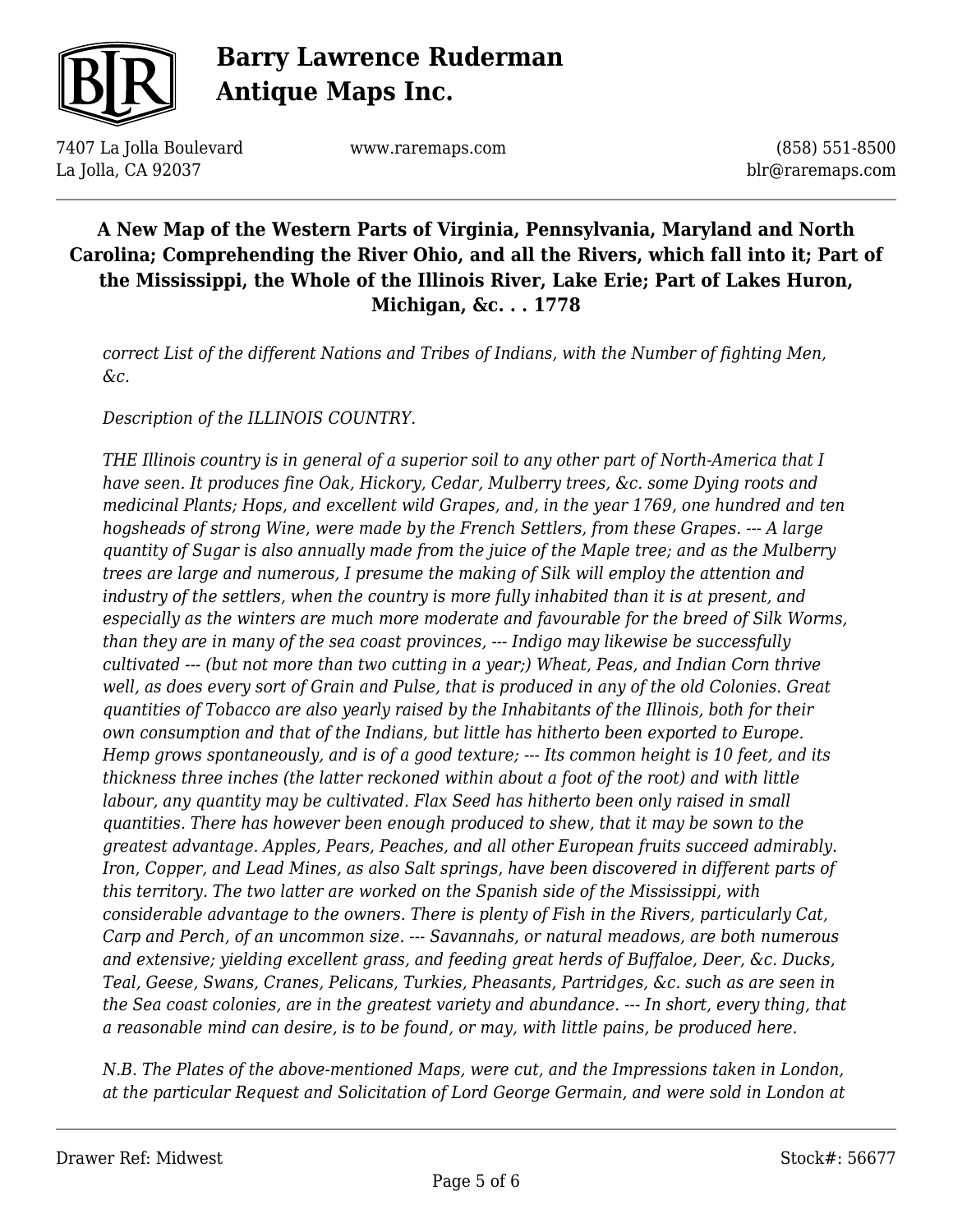*correct List of the different Nations and Tribes of Indians, with the Number of fighting Men, &c.*

*Description of the ILLINOIS COUNTRY.*

*THE Illinois country is in general of a superior soil to any other part of North-America that I have seen. It produces fine Oak, Hickory, Cedar, Mulberry trees, &c. some Dying roots and medicinal Plants; Hops, and excellent wild Grapes, and, in the year 1769, one hundred and ten hogsheads of strong Wine, were made by the French Settlers, from these Grapes. --- A large quantity of Sugar is also annually made from the juice of the Maple tree; and as the Mulberry trees are large and numerous, I presume the making of Silk will employ the attention and industry of the settlers, when the country is more fully inhabited than it is at present, and especially as the winters are much more moderate and favourable for the breed of Silk Worms, than they are in many of the sea coast provinces, --- Indigo may likewise be successfully cultivated --- (but not more than two cutting in a year;) Wheat, Peas, and Indian Corn thrive well, as does every sort of Grain and Pulse, that is produced in any of the old Colonies. Great quantities of Tobacco are also yearly raised by the Inhabitants of the Illinois, both for their own consumption and that of the Indians, but little has hitherto been exported to Europe. Hemp grows spontaneously, and is of a good texture; --- Its common height is 10 feet, and its thickness three inches (the latter reckoned within about a foot of the root) and with little labour, any quantity may be cultivated. Flax Seed has hitherto been only raised in small quantities. There has however been enough produced to shew, that it may be sown to the greatest advantage. Apples, Pears, Peaches, and all other European fruits succeed admirably. Iron, Copper, and Lead Mines, as also Salt springs, have been discovered in different parts of this territory. The two latter are worked on the Spanish side of the Mississippi, with considerable advantage to the owners. There is plenty of Fish in the Rivers, particularly Cat, Carp and Perch, of an uncommon size. --- Savannahs, or natural meadows, are both numerous and extensive; yielding excellent grass, and feeding great herds of Buffaloe, Deer, &c. Ducks, Teal, Geese, Swans, Cranes, Pelicans, Turkies, Pheasants, Partridges, &c. such as are seen in the Sea coast colonies, are in the greatest variety and abundance. --- In short, every thing, that a reasonable mind can desire, is to be found, or may, with little pains, be produced here.*

*N.B. The Plates of the above-mentioned Maps, were cut, and the Impressions taken in London, at the particular Request and Solicitation of Lord George Germain, and were sold in London at*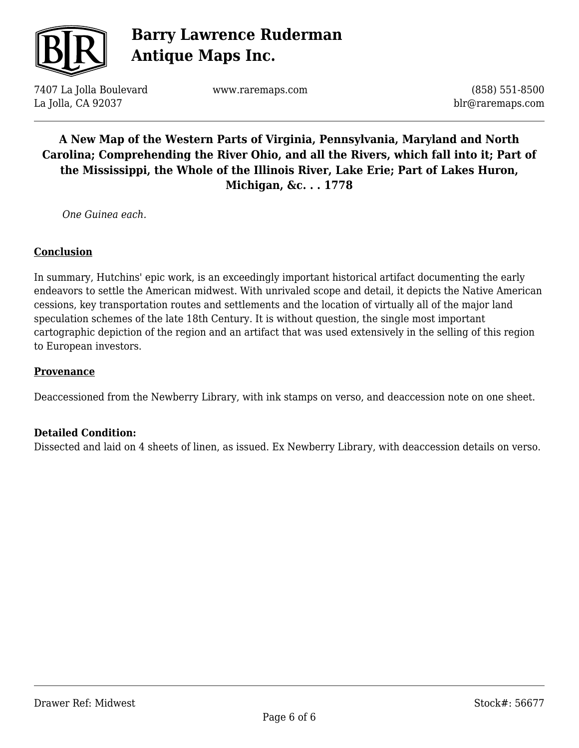*One Guinea each.*

**Conclusion**

In summary, Hutchins' epic work, is an exceedingly important historical artifact documenting the early endeavors to settle the American midwest. With unrivaled scope and detail, it depicts the Native American cessions, key transportation routes and settlements and the location of virtually all of the major land speculation schemes of the late 18th Century. It is without question, the single most important cartographic depiction of the region and an artifact that was used extensively in the selling of this region to European investors.

**Provenance**

Deaccessioned from the Newberry Library, with ink stamps on verso, and deaccession note on one sheet.

**Detailed Condition:**

Dissected and laid on 4 sheets of linen, as issued. Ex Newberry Library, with deaccession details on verso.